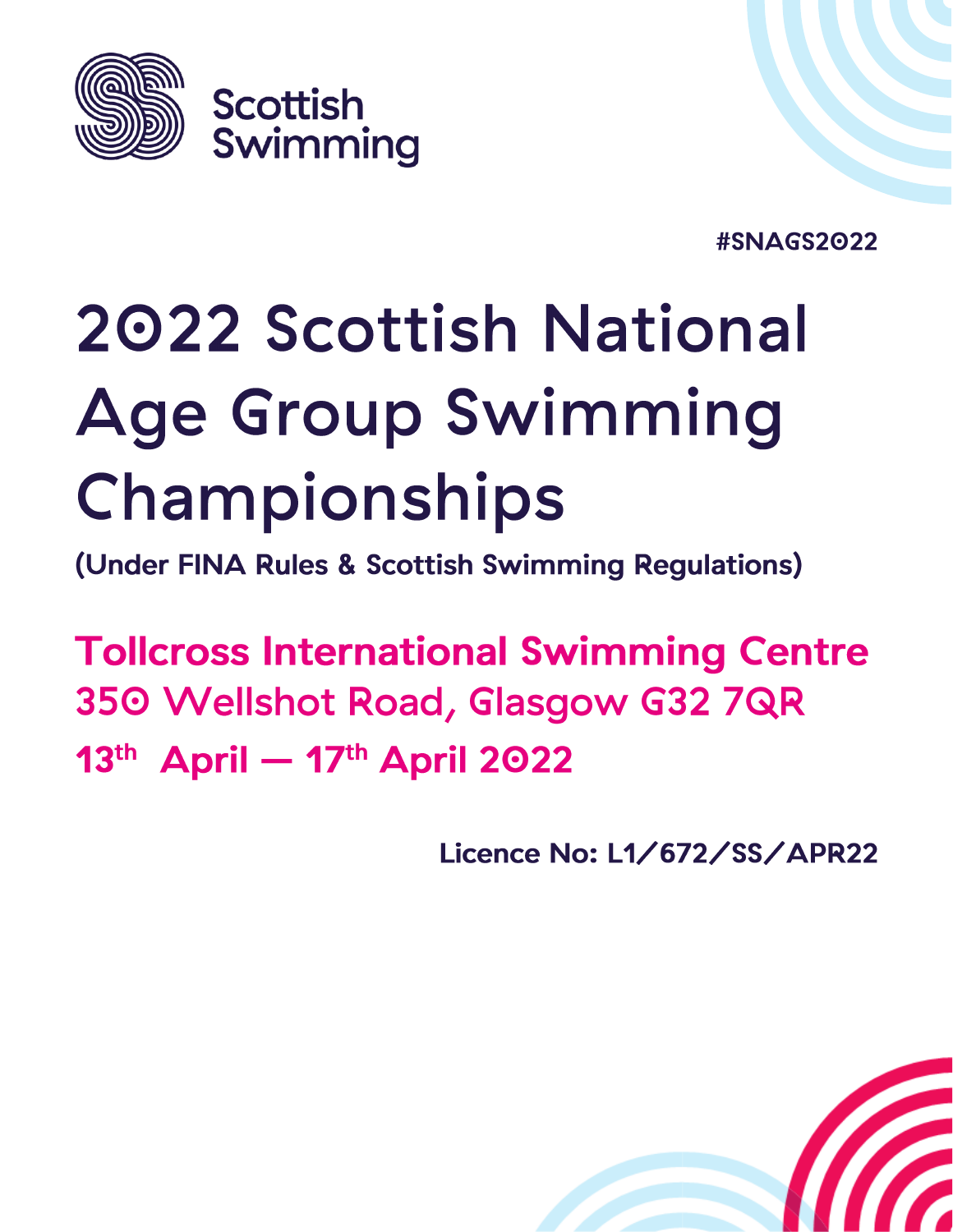Scottish Swimming

#SNAGS2022

# 2022 Scottish National Age Group Swimming Championships

**(Under FINA Rules & Scottish Swimming Regulations)**

**Tollcross International Swimming Centre**

**350 Wellshot Road, Glasgow G32 7QR**

**13th April — 17th April 2022**

**Licence No: L1/672/SS/APR22**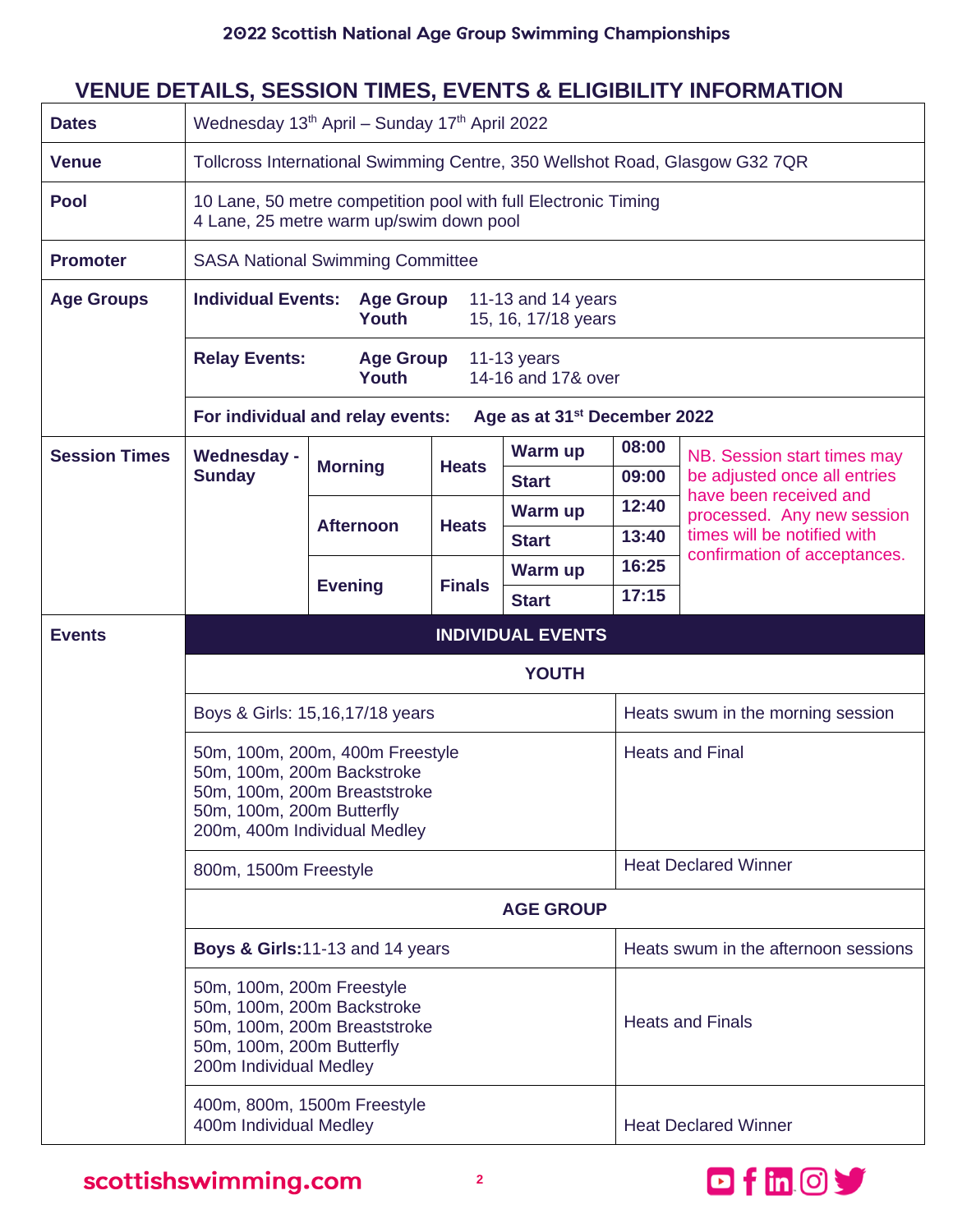# 2022 Scottish National Age Group Swimming Championships

## VENUE DETAILS, SESSION TIMES, EVENTS & ELIGIBILITY INFORMATION

| | |
|---|---|
| **Dates** | Wednesday 13th April – Sunday 17th April 2022 |
| **Venue** | Tollcross International Swimming Centre, 350 Wellshot Road, Glasgow G32 7QR |
| **Pool** | 10 Lane, 50 metre competition pool with full Electronic Timing<br>4 Lane, 25 metre warm up/swim down pool |
| **Promoter** | SASA National Swimming Committee |
| **Age Groups** | **Individual Events:** **Age Group** 11-13 and 14 years; **Youth** 15, 16, 17/18 years |
| | **Relay Events:** **Age Group** 11-13 years; **Youth** 14-16 and 17& over |
| | **For individual and relay events: Age as at 31st December 2022** |

**Session Times**

| Days | Session | Type | | Time |
|---|---|---|---|---|
| **Wednesday - Sunday** | **Morning** | **Heats** | **Warm up** | **08:00** |
| | | | **Start** | **09:00** |
| | **Afternoon** | **Heats** | **Warm up** | **12:40** |
| | | | **Start** | **13:40** |
| | **Evening** | **Finals** | **Warm up** | **16:25** |
| | | | **Start** | **17:15** |

NB. Session start times may be adjusted once all entries have been received and processed. Any new session times will be notified with confirmation of acceptances.

**Events**

| INDIVIDUAL EVENTS | |
|---|---|
| **YOUTH** | |
| Boys & Girls: 15,16,17/18 years | Heats swum in the morning session |
| 50m, 100m, 200m, 400m Freestyle<br>50m, 100m, 200m Backstroke<br>50m, 100m, 200m Breaststroke<br>50m, 100m, 200m Butterfly<br>200m, 400m Individual Medley | Heats and Final |
| 800m, 1500m Freestyle | Heat Declared Winner |
| **AGE GROUP** | |
| **Boys & Girls:** 11-13 and 14 years | Heats swum in the afternoon sessions |
| 50m, 100m, 200m Freestyle<br>50m, 100m, 200m Backstroke<br>50m, 100m, 200m Breaststroke<br>50m, 100m, 200m Butterfly<br>200m Individual Medley | Heats and Finals |
| 400m, 800m, 1500m Freestyle<br>400m Individual Medley | Heat Declared Winner |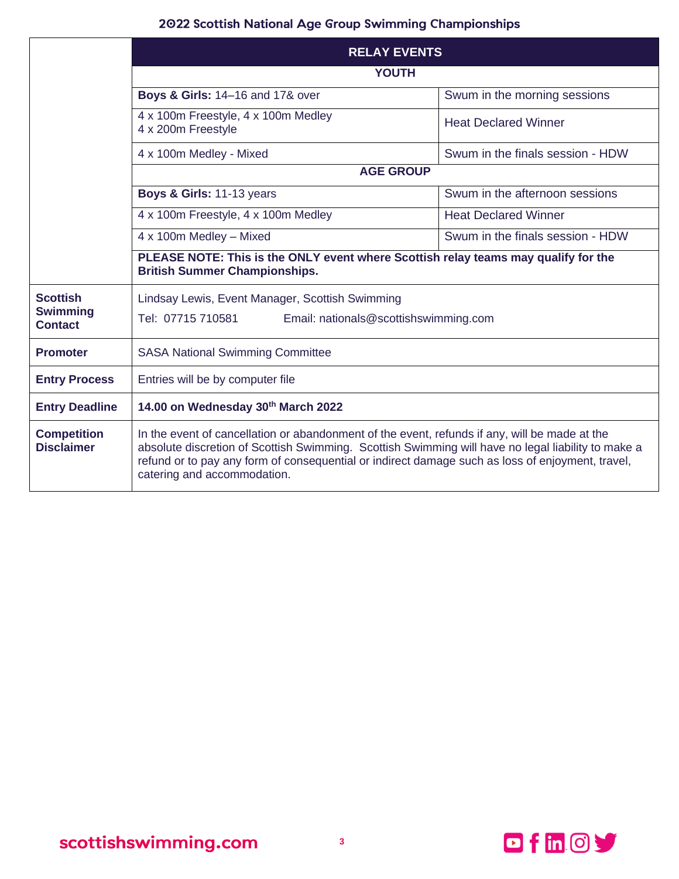| | RELAY EVENTS | |
|---|---|---|
| | **YOUTH** | |
| | **Boys & Girls:** 14–16 and 17& over | Swum in the morning sessions |
| | 4 x 100m Freestyle, 4 x 100m Medley<br>4 x 200m Freestyle | Heat Declared Winner |
| | 4 x 100m Medley - Mixed | Swum in the finals session - HDW |
| | **AGE GROUP** | |
| | **Boys & Girls:** 11-13 years | Swum in the afternoon sessions |
| | 4 x 100m Freestyle, 4 x 100m Medley | Heat Declared Winner |
| | 4 x 100m Medley – Mixed | Swum in the finals session - HDW |
| | **PLEASE NOTE: This is the ONLY event where Scottish relay teams may qualify for the British Summer Championships.** | |
| **Scottish Swimming Contact** | Lindsay Lewis, Event Manager, Scottish Swimming<br>Tel: 07715 710581 Email: nationals@scottishswimming.com | |
| **Promoter** | SASA National Swimming Committee | |
| **Entry Process** | Entries will be by computer file | |
| **Entry Deadline** | **14.00 on Wednesday 30th March 2022** | |
| **Competition Disclaimer** | In the event of cancellation or abandonment of the event, refunds if any, will be made at the absolute discretion of Scottish Swimming. Scottish Swimming will have no legal liability to make a refund or to pay any form of consequential or indirect damage such as loss of enjoyment, travel, catering and accommodation. | |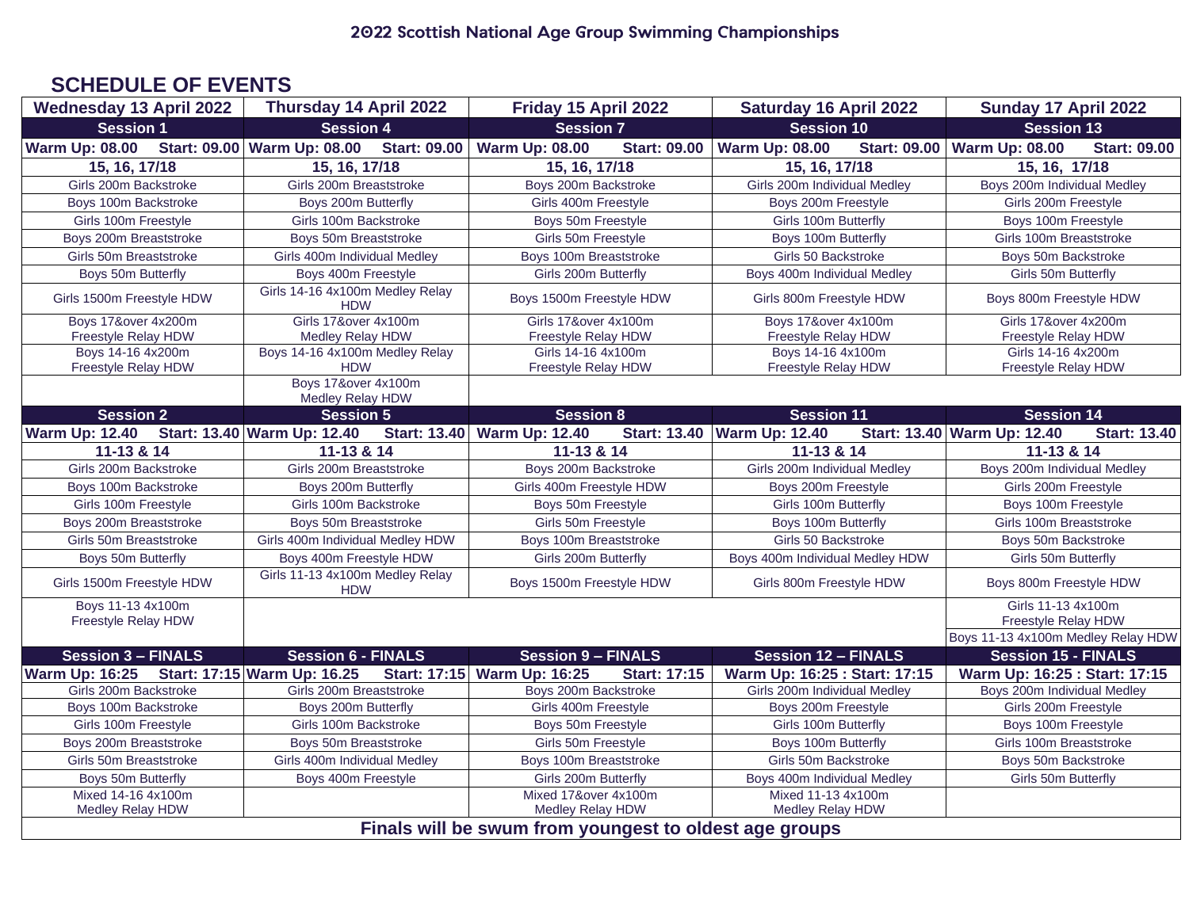# 2022 Scottish National Age Group Swimming Championships

## SCHEDULE OF EVENTS

| Wednesday 13 April 2022 | Thursday 14 April 2022 | Friday 15 April 2022 | Saturday 16 April 2022 | Sunday 17 April 2022 |
|---|---|---|---|---|
| **Session 1** | **Session 4** | **Session 7** | **Session 10** | **Session 13** |
| **Warm Up: 08.00 Start: 09.00** | **Warm Up: 08.00 Start: 09.00** | **Warm Up: 08.00 Start: 09.00** | **Warm Up: 08.00 Start: 09.00** | **Warm Up: 08.00 Start: 09.00** |
| **15, 16, 17/18** | **15, 16, 17/18** | **15, 16, 17/18** | **15, 16, 17/18** | **15, 16, 17/18** |
| Girls 200m Backstroke | Girls 200m Breaststroke | Boys 200m Backstroke | Girls 200m Individual Medley | Boys 200m Individual Medley |
| Boys 100m Backstroke | Boys 200m Butterfly | Girls 400m Freestyle | Boys 200m Freestyle | Girls 200m Freestyle |
| Girls 100m Freestyle | Girls 100m Backstroke | Boys 50m Freestyle | Girls 100m Butterfly | Boys 100m Freestyle |
| Boys 200m Breaststroke | Boys 50m Breaststroke | Girls 50m Freestyle | Boys 100m Butterfly | Girls 100m Breaststroke |
| Girls 50m Breaststroke | Girls 400m Individual Medley | Boys 100m Breaststroke | Girls 50 Backstroke | Boys 50m Backstroke |
| Boys 50m Butterfly | Boys 400m Freestyle | Girls 200m Butterfly | Boys 400m Individual Medley | Girls 50m Butterfly |
| Girls 1500m Freestyle HDW | Girls 14-16 4x100m Medley Relay HDW | Boys 1500m Freestyle HDW | Girls 800m Freestyle HDW | Boys 800m Freestyle HDW |
| Boys 17&over 4x200m Freestyle Relay HDW | Girls 17&over 4x100m Medley Relay HDW | Girls 17&over 4x100m Freestyle Relay HDW | Boys 17&over 4x100m Freestyle Relay HDW | Girls 17&over 4x200m Freestyle Relay HDW |
| Boys 14-16 4x200m Freestyle Relay HDW | Boys 14-16 4x100m Medley Relay HDW | Girls 14-16 4x100m Freestyle Relay HDW | Boys 14-16 4x100m Freestyle Relay HDW | Girls 14-16 4x200m Freestyle Relay HDW |
| | Boys 17&over 4x100m Medley Relay HDW | | | |
| **Session 2** | **Session 5** | **Session 8** | **Session 11** | **Session 14** |
| **Warm Up: 12.40 Start: 13.40** | **Warm Up: 12.40 Start: 13.40** | **Warm Up: 12.40 Start: 13.40** | **Warm Up: 12.40 Start: 13.40** | **Warm Up: 12.40 Start: 13.40** |
| **11-13 & 14** | **11-13 & 14** | **11-13 & 14** | **11-13 & 14** | **11-13 & 14** |
| Girls 200m Backstroke | Girls 200m Breaststroke | Boys 200m Backstroke | Girls 200m Individual Medley | Boys 200m Individual Medley |
| Boys 100m Backstroke | Boys 200m Butterfly | Girls 400m Freestyle HDW | Boys 200m Freestyle | Girls 200m Freestyle |
| Girls 100m Freestyle | Girls 100m Backstroke | Boys 50m Freestyle | Girls 100m Butterfly | Boys 100m Freestyle |
| Boys 200m Breaststroke | Boys 50m Breaststroke | Girls 50m Freestyle | Boys 100m Butterfly | Girls 100m Breaststroke |
| Girls 50m Breaststroke | Girls 400m Individual Medley HDW | Boys 100m Breaststroke | Girls 50 Backstroke | Boys 50m Backstroke |
| Boys 50m Butterfly | Boys 400m Freestyle HDW | Girls 200m Butterfly | Boys 400m Individual Medley HDW | Girls 50m Butterfly |
| Girls 1500m Freestyle HDW | Girls 11-13 4x100m Medley Relay HDW | Boys 1500m Freestyle HDW | Girls 800m Freestyle HDW | Boys 800m Freestyle HDW |
| Boys 11-13 4x100m Freestyle Relay HDW | | | | Girls 11-13 4x100m Freestyle Relay HDW |
| | | | | Boys 11-13 4x100m Medley Relay HDW |
| **Session 3 – FINALS** | **Session 6 - FINALS** | **Session 9 – FINALS** | **Session 12 – FINALS** | **Session 15 - FINALS** |
| **Warm Up: 16:25 Start: 17:15** | **Warm Up: 16.25 Start: 17:15** | **Warm Up: 16:25 Start: 17:15** | **Warm Up: 16:25 : Start: 17:15** | **Warm Up: 16:25 : Start: 17:15** |
| Girls 200m Backstroke | Girls 200m Breaststroke | Boys 200m Backstroke | Girls 200m Individual Medley | Boys 200m Individual Medley |
| Boys 100m Backstroke | Boys 200m Butterfly | Girls 400m Freestyle | Boys 200m Freestyle | Girls 200m Freestyle |
| Girls 100m Freestyle | Girls 100m Backstroke | Boys 50m Freestyle | Girls 100m Butterfly | Boys 100m Freestyle |
| Boys 200m Breaststroke | Boys 50m Breaststroke | Girls 50m Freestyle | Boys 100m Butterfly | Girls 100m Breaststroke |
| Girls 50m Breaststroke | Girls 400m Individual Medley | Boys 100m Breaststroke | Girls 50m Backstroke | Boys 50m Backstroke |
| Boys 50m Butterfly | Boys 400m Freestyle | Girls 200m Butterfly | Boys 400m Individual Medley | Girls 50m Butterfly |
| Mixed 14-16 4x100m Medley Relay HDW | | Mixed 17&over 4x100m Medley Relay HDW | Mixed 11-13 4x100m Medley Relay HDW | |

**Finals will be swum from youngest to oldest age groups**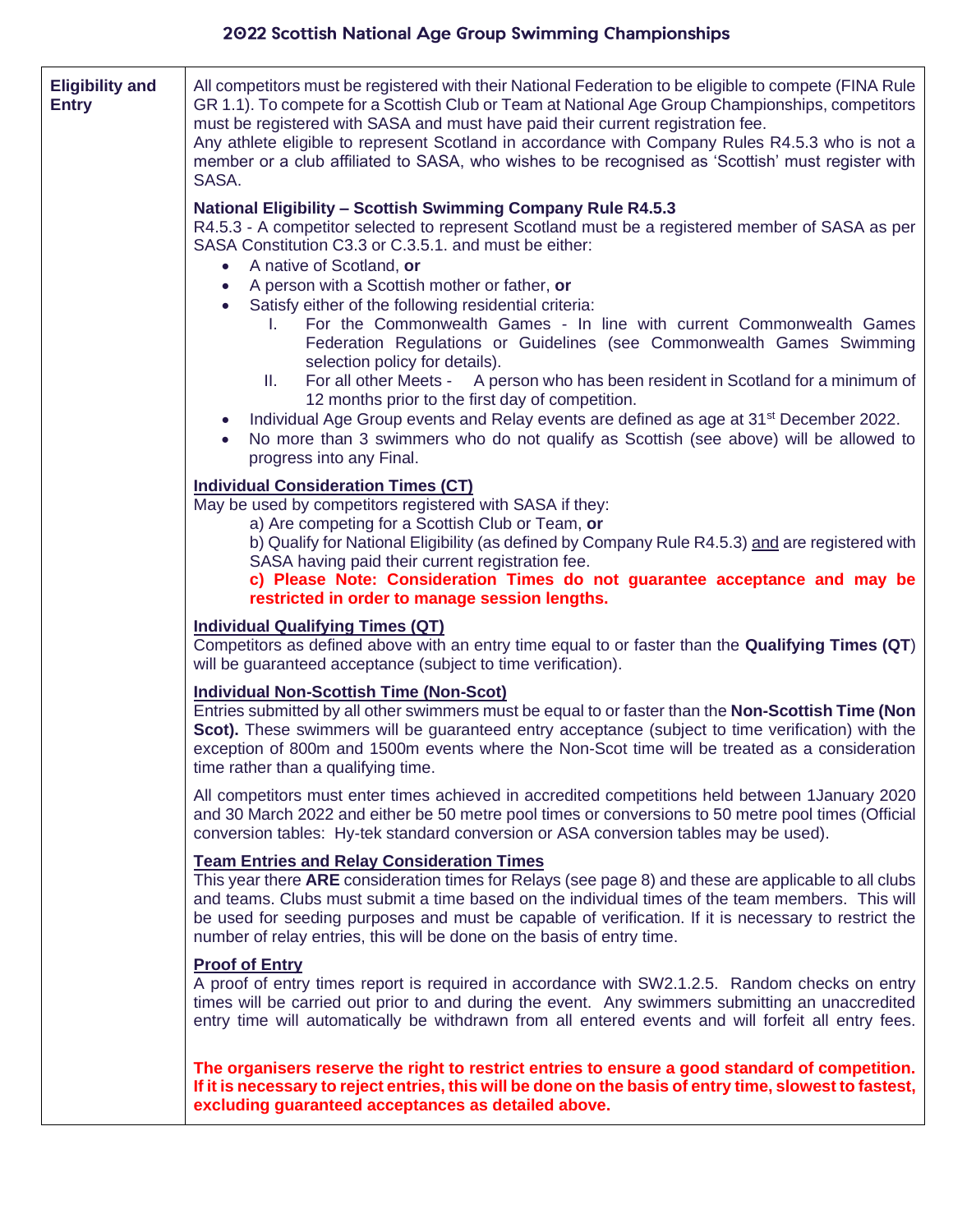# 2022 Scottish National Age Group Swimming Championships

## Eligibility and Entry

All competitors must be registered with their National Federation to be eligible to compete (FINA Rule GR 1.1). To compete for a Scottish Club or Team at National Age Group Championships, competitors must be registered with SASA and must have paid their current registration fee.
Any athlete eligible to represent Scotland in accordance with Company Rules R4.5.3 who is not a member or a club affiliated to SASA, who wishes to be recognised as 'Scottish' must register with SASA.

**National Eligibility – Scottish Swimming Company Rule R4.5.3**
R4.5.3 - A competitor selected to represent Scotland must be a registered member of SASA as per SASA Constitution C3.3 or C.3.5.1. and must be either:

- A native of Scotland, **or**
- A person with a Scottish mother or father, **or**
- Satisfy either of the following residential criteria:
    I. For the Commonwealth Games - In line with current Commonwealth Games Federation Regulations or Guidelines (see Commonwealth Games Swimming selection policy for details).
    II. For all other Meets - A person who has been resident in Scotland for a minimum of 12 months prior to the first day of competition.
- Individual Age Group events and Relay events are defined as age at 31st December 2022.
- No more than 3 swimmers who do not qualify as Scottish (see above) will be allowed to progress into any Final.

**Individual Consideration Times (CT)**
May be used by competitors registered with SASA if they:
a) Are competing for a Scottish Club or Team, **or**
b) Qualify for National Eligibility (as defined by Company Rule R4.5.3) and are registered with SASA having paid their current registration fee.
**c) Please Note: Consideration Times do not guarantee acceptance and may be restricted in order to manage session lengths.**

**Individual Qualifying Times (QT)**
Competitors as defined above with an entry time equal to or faster than the **Qualifying Times (QT)** will be guaranteed acceptance (subject to time verification).

**Individual Non-Scottish Time (Non-Scot)**
Entries submitted by all other swimmers must be equal to or faster than the **Non-Scottish Time (Non Scot).** These swimmers will be guaranteed entry acceptance (subject to time verification) with the exception of 800m and 1500m events where the Non-Scot time will be treated as a consideration time rather than a qualifying time.

All competitors must enter times achieved in accredited competitions held between 1January 2020 and 30 March 2022 and either be 50 metre pool times or conversions to 50 metre pool times (Official conversion tables: Hy-tek standard conversion or ASA conversion tables may be used).

**Team Entries and Relay Consideration Times**
This year there **ARE** consideration times for Relays (see page 8) and these are applicable to all clubs and teams. Clubs must submit a time based on the individual times of the team members. This will be used for seeding purposes and must be capable of verification. If it is necessary to restrict the number of relay entries, this will be done on the basis of entry time.

**Proof of Entry**
A proof of entry times report is required in accordance with SW2.1.2.5. Random checks on entry times will be carried out prior to and during the event. Any swimmers submitting an unaccredited entry time will automatically be withdrawn from all entered events and will forfeit all entry fees.

**The organisers reserve the right to restrict entries to ensure a good standard of competition. If it is necessary to reject entries, this will be done on the basis of entry time, slowest to fastest, excluding guaranteed acceptances as detailed above.**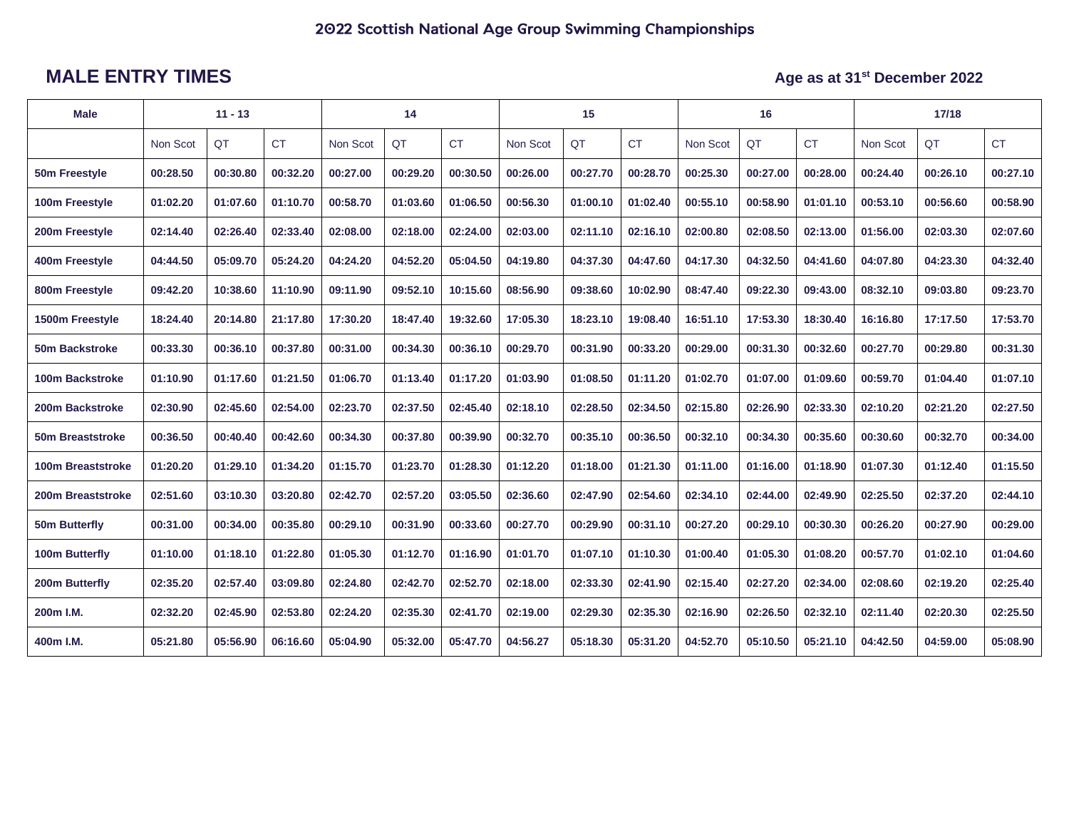# 2022 Scottish National Age Group Swimming Championships

## MALE ENTRY TIMES

**Age as at 31st December 2022**

| Male | 11 - 13 | | | 14 | | | 15 | | | 16 | | | 17/18 | | |
|---|---|---|---|---|---|---|---|---|---|---|---|---|---|---|---|
| | Non Scot | QT | CT | Non Scot | QT | CT | Non Scot | QT | CT | Non Scot | QT | CT | Non Scot | QT | CT |
| 50m Freestyle | 00:28.50 | 00:30.80 | 00:32.20 | 00:27.00 | 00:29.20 | 00:30.50 | 00:26.00 | 00:27.70 | 00:28.70 | 00:25.30 | 00:27.00 | 00:28.00 | 00:24.40 | 00:26.10 | 00:27.10 |
| 100m Freestyle | 01:02.20 | 01:07.60 | 01:10.70 | 00:58.70 | 01:03.60 | 01:06.50 | 00:56.30 | 01:00.10 | 01:02.40 | 00:55.10 | 00:58.90 | 01:01.10 | 00:53.10 | 00:56.60 | 00:58.90 |
| 200m Freestyle | 02:14.40 | 02:26.40 | 02:33.40 | 02:08.00 | 02:18.00 | 02:24.00 | 02:03.00 | 02:11.10 | 02:16.10 | 02:00.80 | 02:08.50 | 02:13.00 | 01:56.00 | 02:03.30 | 02:07.60 |
| 400m Freestyle | 04:44.50 | 05:09.70 | 05:24.20 | 04:24.20 | 04:52.20 | 05:04.50 | 04:19.80 | 04:37.30 | 04:47.60 | 04:17.30 | 04:32.50 | 04:41.60 | 04:07.80 | 04:23.30 | 04:32.40 |
| 800m Freestyle | 09:42.20 | 10:38.60 | 11:10.90 | 09:11.90 | 09:52.10 | 10:15.60 | 08:56.90 | 09:38.60 | 10:02.90 | 08:47.40 | 09:22.30 | 09:43.00 | 08:32.10 | 09:03.80 | 09:23.70 |
| 1500m Freestyle | 18:24.40 | 20:14.80 | 21:17.80 | 17:30.20 | 18:47.40 | 19:32.60 | 17:05.30 | 18:23.10 | 19:08.40 | 16:51.10 | 17:53.30 | 18:30.40 | 16:16.80 | 17:17.50 | 17:53.70 |
| 50m Backstroke | 00:33.30 | 00:36.10 | 00:37.80 | 00:31.00 | 00:34.30 | 00:36.10 | 00:29.70 | 00:31.90 | 00:33.20 | 00:29.00 | 00:31.30 | 00:32.60 | 00:27.70 | 00:29.80 | 00:31.30 |
| 100m Backstroke | 01:10.90 | 01:17.60 | 01:21.50 | 01:06.70 | 01:13.40 | 01:17.20 | 01:03.90 | 01:08.50 | 01:11.20 | 01:02.70 | 01:07.00 | 01:09.60 | 00:59.70 | 01:04.40 | 01:07.10 |
| 200m Backstroke | 02:30.90 | 02:45.60 | 02:54.00 | 02:23.70 | 02:37.50 | 02:45.40 | 02:18.10 | 02:28.50 | 02:34.50 | 02:15.80 | 02:26.90 | 02:33.30 | 02:10.20 | 02:21.20 | 02:27.50 |
| 50m Breaststroke | 00:36.50 | 00:40.40 | 00:42.60 | 00:34.30 | 00:37.80 | 00:39.90 | 00:32.70 | 00:35.10 | 00:36.50 | 00:32.10 | 00:34.30 | 00:35.60 | 00:30.60 | 00:32.70 | 00:34.00 |
| 100m Breaststroke | 01:20.20 | 01:29.10 | 01:34.20 | 01:15.70 | 01:23.70 | 01:28.30 | 01:12.20 | 01:18.00 | 01:21.30 | 01:11.00 | 01:16.00 | 01:18.90 | 01:07.30 | 01:12.40 | 01:15.50 |
| 200m Breaststroke | 02:51.60 | 03:10.30 | 03:20.80 | 02:42.70 | 02:57.20 | 03:05.50 | 02:36.60 | 02:47.90 | 02:54.60 | 02:34.10 | 02:44.00 | 02:49.90 | 02:25.50 | 02:37.20 | 02:44.10 |
| 50m Butterfly | 00:31.00 | 00:34.00 | 00:35.80 | 00:29.10 | 00:31.90 | 00:33.60 | 00:27.70 | 00:29.90 | 00:31.10 | 00:27.20 | 00:29.10 | 00:30.30 | 00:26.20 | 00:27.90 | 00:29.00 |
| 100m Butterfly | 01:10.00 | 01:18.10 | 01:22.80 | 01:05.30 | 01:12.70 | 01:16.90 | 01:01.70 | 01:07.10 | 01:10.30 | 01:00.40 | 01:05.30 | 01:08.20 | 00:57.70 | 01:02.10 | 01:04.60 |
| 200m Butterfly | 02:35.20 | 02:57.40 | 03:09.80 | 02:24.80 | 02:42.70 | 02:52.70 | 02:18.00 | 02:33.30 | 02:41.90 | 02:15.40 | 02:27.20 | 02:34.00 | 02:08.60 | 02:19.20 | 02:25.40 |
| 200m I.M. | 02:32.20 | 02:45.90 | 02:53.80 | 02:24.20 | 02:35.30 | 02:41.70 | 02:19.00 | 02:29.30 | 02:35.30 | 02:16.90 | 02:26.50 | 02:32.10 | 02:11.40 | 02:20.30 | 02:25.50 |
| 400m I.M. | 05:21.80 | 05:56.90 | 06:16.60 | 05:04.90 | 05:32.00 | 05:47.70 | 04:56.27 | 05:18.30 | 05:31.20 | 04:52.70 | 05:10.50 | 05:21.10 | 04:42.50 | 04:59.00 | 05:08.90 |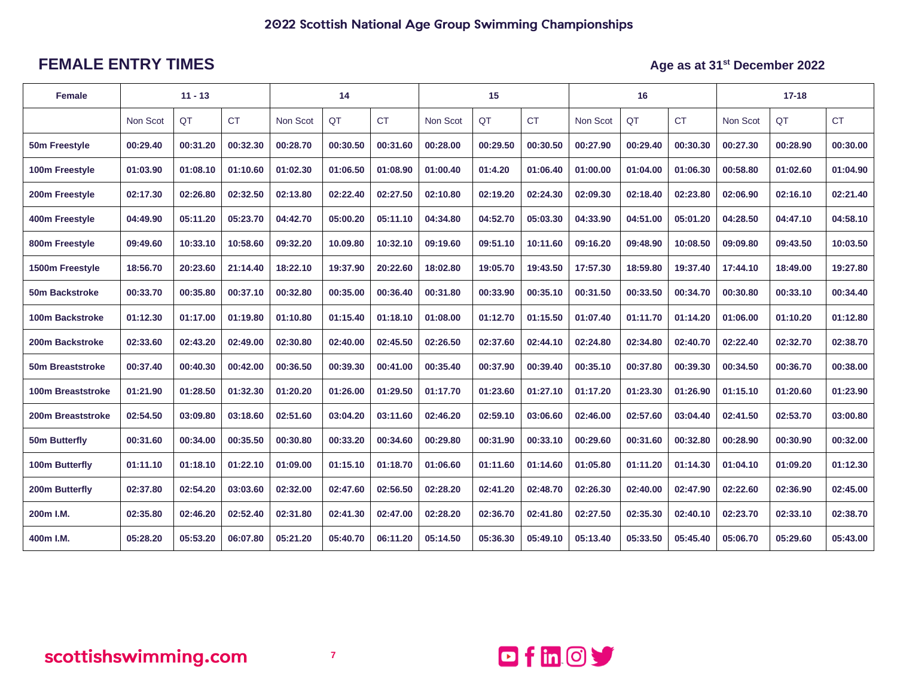# 2022 Scottish National Age Group Swimming Championships

## FEMALE ENTRY TIMES

**Age as at 31st December 2022**

| Female | 11 - 13 | | | 14 | | | 15 | | | 16 | | | 17-18 | | |
|---|---|---|---|---|---|---|---|---|---|---|---|---|---|---|---|
| | Non Scot | QT | CT | Non Scot | QT | CT | Non Scot | QT | CT | Non Scot | QT | CT | Non Scot | QT | CT |
| **50m Freestyle** | **00:29.40** | **00:31.20** | **00:32.30** | **00:28.70** | **00:30.50** | **00:31.60** | **00:28.00** | **00:29.50** | **00:30.50** | **00:27.90** | **00:29.40** | **00:30.30** | **00:27.30** | **00:28.90** | **00:30.00** |
| **100m Freestyle** | **01:03.90** | **01:08.10** | **01:10.60** | **01:02.30** | **01:06.50** | **01:08.90** | **01:00.40** | **01:4.20** | **01:06.40** | **01:00.00** | **01:04.00** | **01:06.30** | **00:58.80** | **01:02.60** | **01:04.90** |
| **200m Freestyle** | **02:17.30** | **02:26.80** | **02:32.50** | **02:13.80** | **02:22.40** | **02:27.50** | **02:10.80** | **02:19.20** | **02:24.30** | **02:09.30** | **02:18.40** | **02:23.80** | **02:06.90** | **02:16.10** | **02:21.40** |
| **400m Freestyle** | **04:49.90** | **05:11.20** | **05:23.70** | **04:42.70** | **05:00.20** | **05:11.10** | **04:34.80** | **04:52.70** | **05:03.30** | **04:33.90** | **04:51.00** | **05:01.20** | **04:28.50** | **04:47.10** | **04:58.10** |
| **800m Freestyle** | **09:49.60** | **10:33.10** | **10:58.60** | **09:32.20** | **10.09.80** | **10:32.10** | **09:19.60** | **09:51.10** | **10:11.60** | **09:16.20** | **09:48.90** | **10:08.50** | **09:09.80** | **09:43.50** | **10:03.50** |
| **1500m Freestyle** | **18:56.70** | **20:23.60** | **21:14.40** | **18:22.10** | **19:37.90** | **20:22.60** | **18:02.80** | **19:05.70** | **19:43.50** | **17:57.30** | **18:59.80** | **19:37.40** | **17:44.10** | **18:49.00** | **19:27.80** |
| **50m Backstroke** | **00:33.70** | **00:35.80** | **00:37.10** | **00:32.80** | **00:35.00** | **00:36.40** | **00:31.80** | **00:33.90** | **00:35.10** | **00:31.50** | **00:33.50** | **00:34.70** | **00:30.80** | **00:33.10** | **00:34.40** |
| **100m Backstroke** | **01:12.30** | **01:17.00** | **01:19.80** | **01:10.80** | **01:15.40** | **01:18.10** | **01:08.00** | **01:12.70** | **01:15.50** | **01:07.40** | **01:11.70** | **01:14.20** | **01:06.00** | **01:10.20** | **01:12.80** |
| **200m Backstroke** | **02:33.60** | **02:43.20** | **02:49.00** | **02:30.80** | **02:40.00** | **02:45.50** | **02:26.50** | **02:37.60** | **02:44.10** | **02:24.80** | **02:34.80** | **02:40.70** | **02:22.40** | **02:32.70** | **02:38.70** |
| **50m Breaststroke** | **00:37.40** | **00:40.30** | **00:42.00** | **00:36.50** | **00:39.30** | **00:41.00** | **00:35.40** | **00:37.90** | **00:39.40** | **00:35.10** | **00:37.80** | **00:39.30** | **00:34.50** | **00:36.70** | **00:38.00** |
| **100m Breaststroke** | **01:21.90** | **01:28.50** | **01:32.30** | **01:20.20** | **01:26.00** | **01:29.50** | **01:17.70** | **01:23.60** | **01:27.10** | **01:17.20** | **01:23.30** | **01:26.90** | **01:15.10** | **01:20.60** | **01:23.90** |
| **200m Breaststroke** | **02:54.50** | **03:09.80** | **03:18.60** | **02:51.60** | **03:04.20** | **03:11.60** | **02:46.20** | **02:59.10** | **03:06.60** | **02:46.00** | **02:57.60** | **03:04.40** | **02:41.50** | **02:53.70** | **03:00.80** |
| **50m Butterfly** | **00:31.60** | **00:34.00** | **00:35.50** | **00:30.80** | **00:33.20** | **00:34.60** | **00:29.80** | **00:31.90** | **00:33.10** | **00:29.60** | **00:31.60** | **00:32.80** | **00:28.90** | **00:30.90** | **00:32.00** |
| **100m Butterfly** | **01:11.10** | **01:18.10** | **01:22.10** | **01:09.00** | **01:15.10** | **01:18.70** | **01:06.60** | **01:11.60** | **01:14.60** | **01:05.80** | **01:11.20** | **01:14.30** | **01:04.10** | **01:09.20** | **01:12.30** |
| **200m Butterfly** | **02:37.80** | **02:54.20** | **03:03.60** | **02:32.00** | **02:47.60** | **02:56.50** | **02:28.20** | **02:41.20** | **02:48.70** | **02:26.30** | **02:40.00** | **02:47.90** | **02:22.60** | **02:36.90** | **02:45.00** |
| **200m I.M.** | **02:35.80** | **02:46.20** | **02:52.40** | **02:31.80** | **02:41.30** | **02:47.00** | **02:28.20** | **02:36.70** | **02:41.80** | **02:27.50** | **02:35.30** | **02:40.10** | **02:23.70** | **02:33.10** | **02:38.70** |
| **400m I.M.** | **05:28.20** | **05:53.20** | **06:07.80** | **05:21.20** | **05:40.70** | **06:11.20** | **05:14.50** | **05:36.30** | **05:49.10** | **05:13.40** | **05:33.50** | **05:45.40** | **05:06.70** | **05:29.60** | **05:43.00** |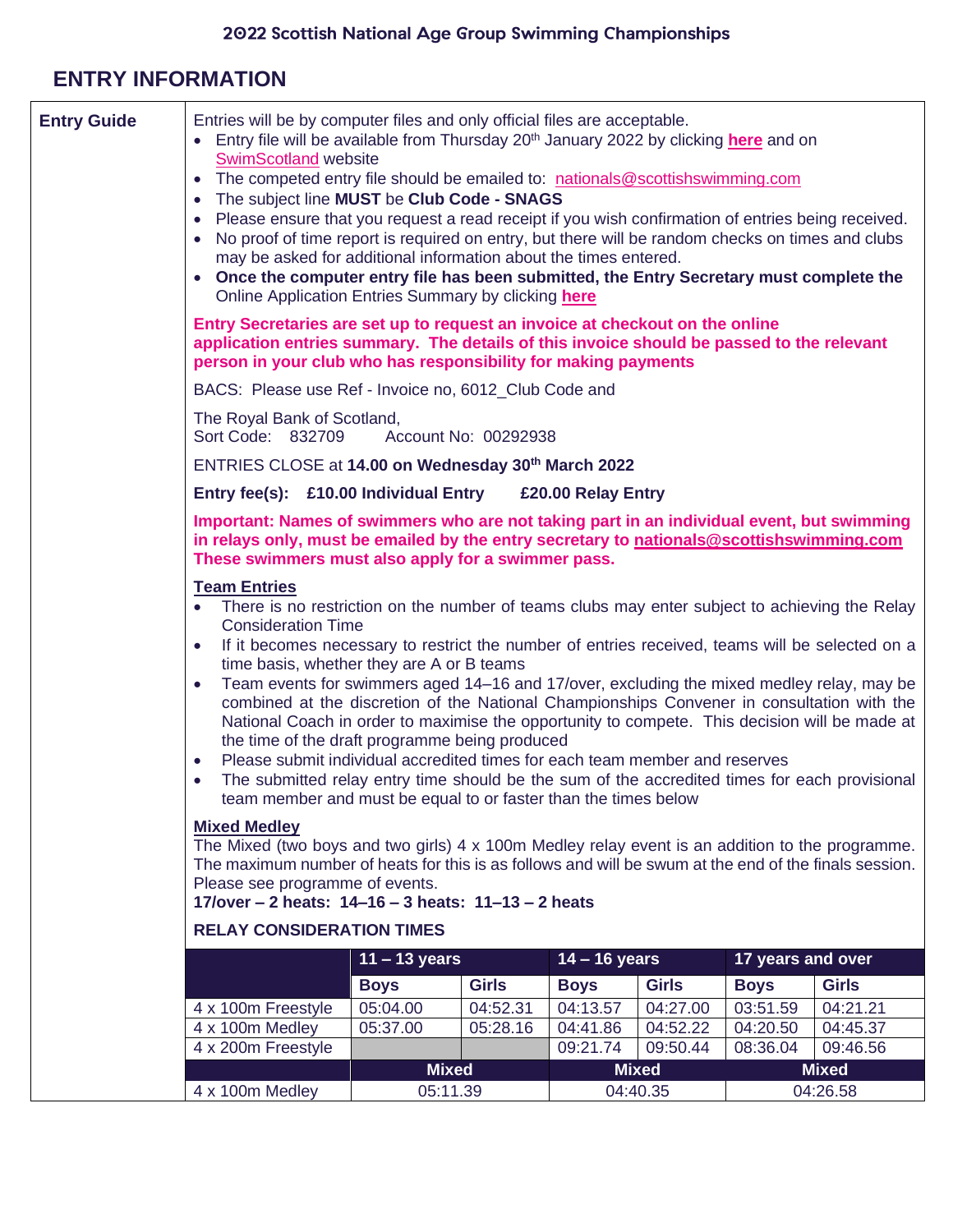# 2022 Scottish National Age Group Swimming Championships

## ENTRY INFORMATION

**Entry Guide**

Entries will be by computer files and only official files are acceptable.

- Entry file will be available from Thursday 20th January 2022 by clicking **here** and on SwimScotland website
- The competed entry file should be emailed to: nationals@scottishswimming.com
- The subject line **MUST** be **Club Code - SNAGS**
- Please ensure that you request a read receipt if you wish confirmation of entries being received.
- No proof of time report is required on entry, but there will be random checks on times and clubs may be asked for additional information about the times entered.
- **Once the computer entry file has been submitted, the Entry Secretary must complete the** Online Application Entries Summary by clicking **here**

**Entry Secretaries are set up to request an invoice at checkout on the online application entries summary. The details of this invoice should be passed to the relevant person in your club who has responsibility for making payments**

BACS: Please use Ref - Invoice no, 6012_Club Code and

The Royal Bank of Scotland,
Sort Code: 832709 Account No: 00292938

ENTRIES CLOSE at **14.00 on Wednesday 30th March 2022**

**Entry fee(s): £10.00 Individual Entry £20.00 Relay Entry**

**Important: Names of swimmers who are not taking part in an individual event, but swimming in relays only, must be emailed by the entry secretary to nationals@scottishswimming.com These swimmers must also apply for a swimmer pass.**

**Team Entries**

- There is no restriction on the number of teams clubs may enter subject to achieving the Relay Consideration Time
- If it becomes necessary to restrict the number of entries received, teams will be selected on a time basis, whether they are A or B teams
- Team events for swimmers aged 14–16 and 17/over, excluding the mixed medley relay, may be combined at the discretion of the National Championships Convener in consultation with the National Coach in order to maximise the opportunity to compete. This decision will be made at the time of the draft programme being produced
- Please submit individual accredited times for each team member and reserves
- The submitted relay entry time should be the sum of the accredited times for each provisional team member and must be equal to or faster than the times below

**Mixed Medley**

The Mixed (two boys and two girls) 4 x 100m Medley relay event is an addition to the programme. The maximum number of heats for this is as follows and will be swum at the end of the finals session. Please see programme of events.

**17/over – 2 heats: 14–16 – 3 heats: 11–13 – 2 heats**

**RELAY CONSIDERATION TIMES**

| | 11 – 13 years | | 14 – 16 years | | 17 years and over | |
|---|---|---|---|---|---|---|
| | **Boys** | **Girls** | **Boys** | **Girls** | **Boys** | **Girls** |
| 4 x 100m Freestyle | 05:04.00 | 04:52.31 | 04:13.57 | 04:27.00 | 03:51.59 | 04:21.21 |
| 4 x 100m Medley | 05:37.00 | 05:28.16 | 04:41.86 | 04:52.22 | 04:20.50 | 04:45.37 |
| 4 x 200m Freestyle | | | 09:21.74 | 09:50.44 | 08:36.04 | 09:46.56 |
| | **Mixed** | | **Mixed** | | **Mixed** | |
| 4 x 100m Medley | 05:11.39 | | 04:40.35 | | 04:26.58 | |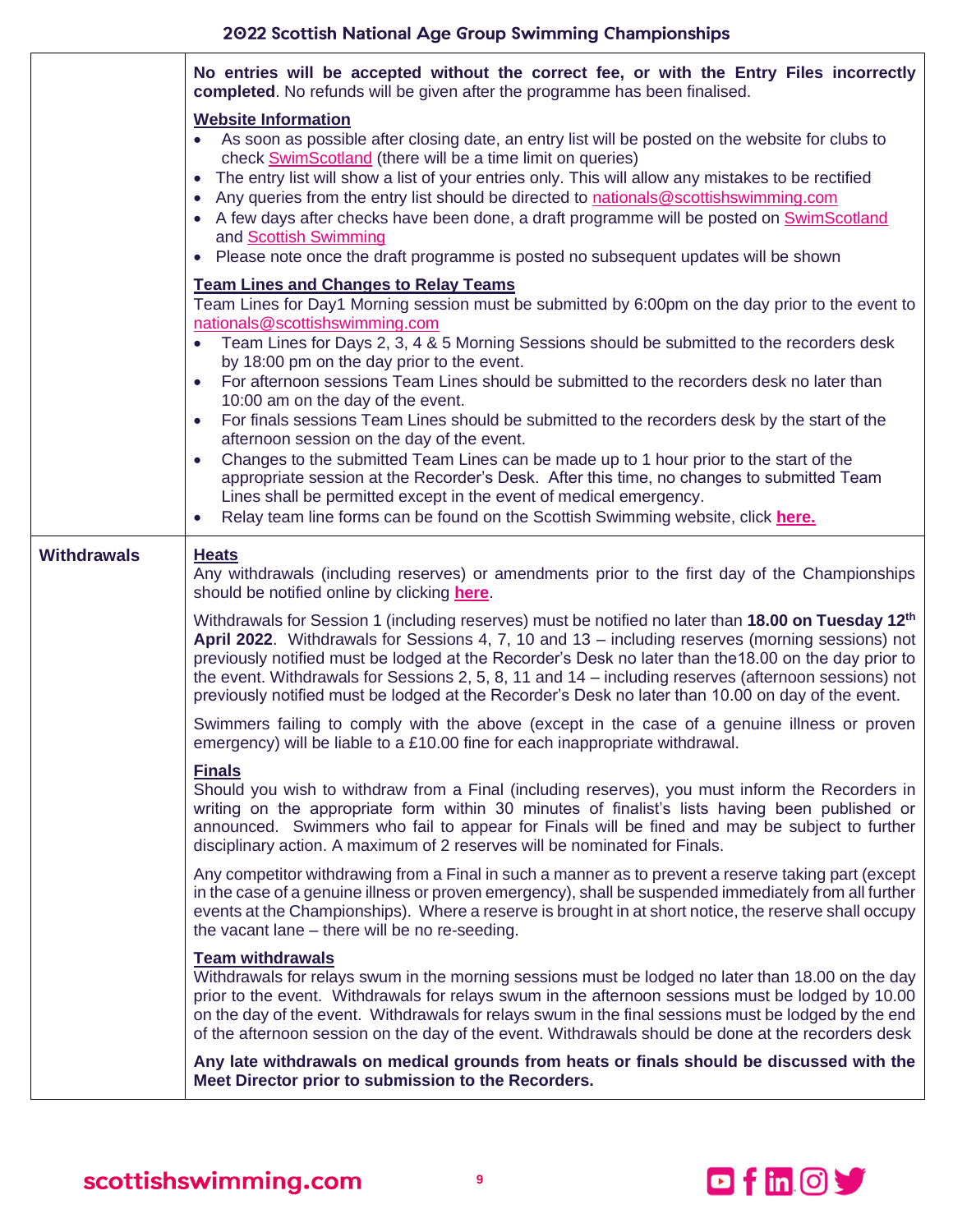| | |
|---|---|
| | **No entries will be accepted without the correct fee, or with the Entry Files incorrectly completed**. No refunds will be given after the programme has been finalised.<br><br>**Website Information**<br>• As soon as possible after closing date, an entry list will be posted on the website for clubs to check SwimScotland (there will be a time limit on queries)<br>• The entry list will show a list of your entries only. This will allow any mistakes to be rectified<br>• Any queries from the entry list should be directed to nationals@scottishswimming.com<br>• A few days after checks have been done, a draft programme will be posted on SwimScotland and Scottish Swimming<br>• Please note once the draft programme is posted no subsequent updates will be shown<br><br>**Team Lines and Changes to Relay Teams**<br>Team Lines for Day1 Morning session must be submitted by 6:00pm on the day prior to the event to nationals@scottishswimming.com<br>• Team Lines for Days 2, 3, 4 & 5 Morning Sessions should be submitted to the recorders desk by 18:00 pm on the day prior to the event.<br>• For afternoon sessions Team Lines should be submitted to the recorders desk no later than 10:00 am on the day of the event.<br>• For finals sessions Team Lines should be submitted to the recorders desk by the start of the afternoon session on the day of the event.<br>• Changes to the submitted Team Lines can be made up to 1 hour prior to the start of the appropriate session at the Recorder's Desk. After this time, no changes to submitted Team Lines shall be permitted except in the event of medical emergency.<br>• Relay team line forms can be found on the Scottish Swimming website, click **here.** |
| **Withdrawals** | **Heats**<br>Any withdrawals (including reserves) or amendments prior to the first day of the Championships should be notified online by clicking **here**.<br><br>Withdrawals for Session 1 (including reserves) must be notified no later than **18.00 on Tuesday 12th April 2022**. Withdrawals for Sessions 4, 7, 10 and 13 – including reserves (morning sessions) not previously notified must be lodged at the Recorder's Desk no later than the18.00 on the day prior to the event. Withdrawals for Sessions 2, 5, 8, 11 and 14 – including reserves (afternoon sessions) not previously notified must be lodged at the Recorder's Desk no later than 10.00 on day of the event.<br><br>Swimmers failing to comply with the above (except in the case of a genuine illness or proven emergency) will be liable to a £10.00 fine for each inappropriate withdrawal.<br><br>**Finals**<br>Should you wish to withdraw from a Final (including reserves), you must inform the Recorders in writing on the appropriate form within 30 minutes of finalist's lists having been published or announced. Swimmers who fail to appear for Finals will be fined and may be subject to further disciplinary action. A maximum of 2 reserves will be nominated for Finals.<br><br>Any competitor withdrawing from a Final in such a manner as to prevent a reserve taking part (except in the case of a genuine illness or proven emergency), shall be suspended immediately from all further events at the Championships). Where a reserve is brought in at short notice, the reserve shall occupy the vacant lane – there will be no re-seeding.<br><br>**Team withdrawals**<br>Withdrawals for relays swum in the morning sessions must be lodged no later than 18.00 on the day prior to the event. Withdrawals for relays swum in the afternoon sessions must be lodged by 10.00 on the day of the event. Withdrawals for relays swum in the final sessions must be lodged by the end of the afternoon session on the day of the event. Withdrawals should be done at the recorders desk<br><br>**Any late withdrawals on medical grounds from heats or finals should be discussed with the Meet Director prior to submission to the Recorders.** |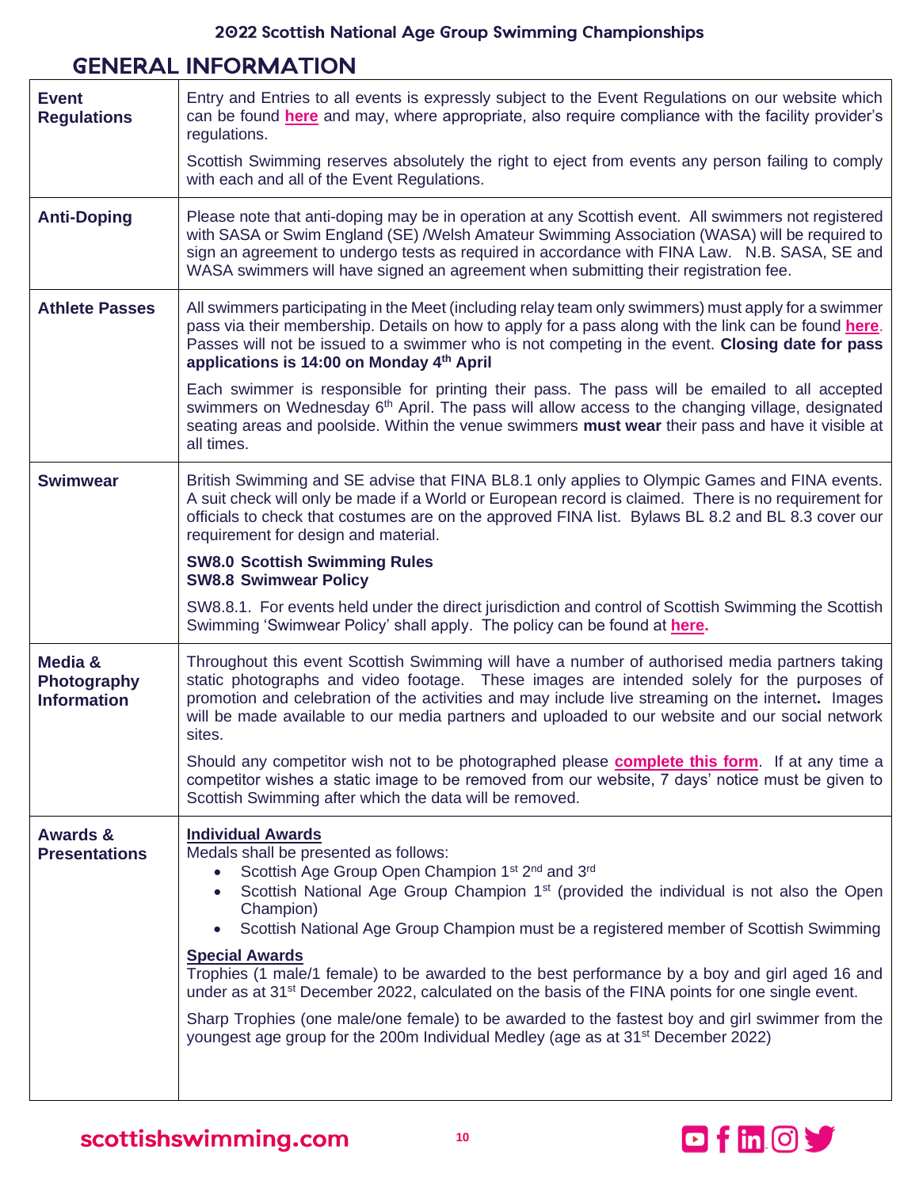# GENERAL INFORMATION

| | |
|---|---|
| **Event Regulations** | Entry and Entries to all events is expressly subject to the Event Regulations on our website which can be found **here** and may, where appropriate, also require compliance with the facility provider's regulations.<br><br>Scottish Swimming reserves absolutely the right to eject from events any person failing to comply with each and all of the Event Regulations. |
| **Anti-Doping** | Please note that anti-doping may be in operation at any Scottish event. All swimmers not registered with SASA or Swim England (SE) /Welsh Amateur Swimming Association (WASA) will be required to sign an agreement to undergo tests as required in accordance with FINA Law. N.B. SASA, SE and WASA swimmers will have signed an agreement when submitting their registration fee. |
| **Athlete Passes** | All swimmers participating in the Meet (including relay team only swimmers) must apply for a swimmer pass via their membership. Details on how to apply for a pass along with the link can be found **here**. Passes will not be issued to a swimmer who is not competing in the event. **Closing date for pass applications is 14:00 on Monday 4th April**<br><br>Each swimmer is responsible for printing their pass. The pass will be emailed to all accepted swimmers on Wednesday 6th April. The pass will allow access to the changing village, designated seating areas and poolside. Within the venue swimmers **must wear** their pass and have it visible at all times. |
| **Swimwear** | British Swimming and SE advise that FINA BL8.1 only applies to Olympic Games and FINA events. A suit check will only be made if a World or European record is claimed. There is no requirement for officials to check that costumes are on the approved FINA list. Bylaws BL 8.2 and BL 8.3 cover our requirement for design and material.<br><br>**SW8.0 Scottish Swimming Rules**<br>**SW8.8 Swimwear Policy**<br><br>SW8.8.1. For events held under the direct jurisdiction and control of Scottish Swimming the Scottish Swimming 'Swimwear Policy' shall apply. The policy can be found at **here.** |
| **Media & Photography Information** | Throughout this event Scottish Swimming will have a number of authorised media partners taking static photographs and video footage. These images are intended solely for the purposes of promotion and celebration of the activities and may include live streaming on the internet**.** Images will be made available to our media partners and uploaded to our website and our social network sites.<br><br>Should any competitor wish not to be photographed please **complete this form**. If at any time a competitor wishes a static image to be removed from our website, 7 days' notice must be given to Scottish Swimming after which the data will be removed. |
| **Awards & Presentations** | **Individual Awards**<br>Medals shall be presented as follows:<br>• Scottish Age Group Open Champion 1st 2nd and 3rd<br>• Scottish National Age Group Champion 1st (provided the individual is not also the Open Champion)<br>• Scottish National Age Group Champion must be a registered member of Scottish Swimming<br><br>**Special Awards**<br>Trophies (1 male/1 female) to be awarded to the best performance by a boy and girl aged 16 and under as at 31st December 2022, calculated on the basis of the FINA points for one single event.<br><br>Sharp Trophies (one male/one female) to be awarded to the fastest boy and girl swimmer from the youngest age group for the 200m Individual Medley (age as at 31st December 2022) |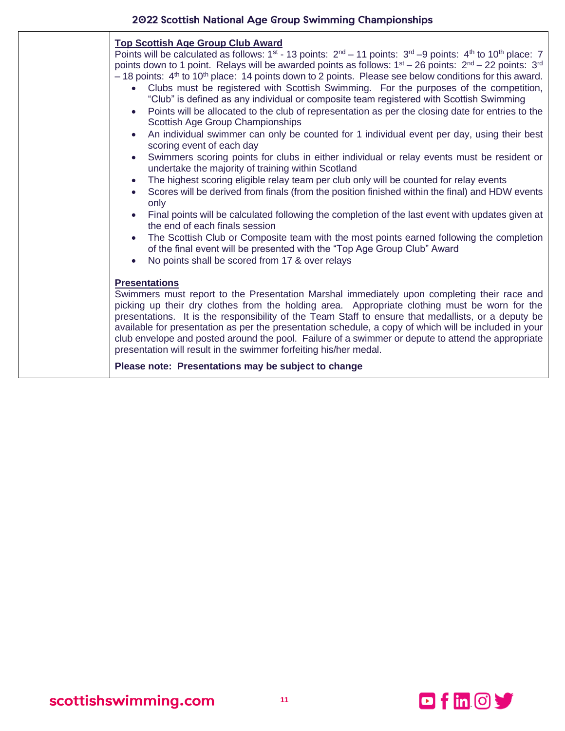**Top Scottish Age Group Club Award**

Points will be calculated as follows: 1st - 13 points: 2nd – 11 points: 3rd –9 points: 4th to 10th place: 7 points down to 1 point. Relays will be awarded points as follows: 1st – 26 points: 2nd – 22 points: 3rd – 18 points: 4th to 10th place: 14 points down to 2 points. Please see below conditions for this award.

- Clubs must be registered with Scottish Swimming. For the purposes of the competition, "Club" is defined as any individual or composite team registered with Scottish Swimming
- Points will be allocated to the club of representation as per the closing date for entries to the Scottish Age Group Championships
- An individual swimmer can only be counted for 1 individual event per day, using their best scoring event of each day
- Swimmers scoring points for clubs in either individual or relay events must be resident or undertake the majority of training within Scotland
- The highest scoring eligible relay team per club only will be counted for relay events
- Scores will be derived from finals (from the position finished within the final) and HDW events only
- Final points will be calculated following the completion of the last event with updates given at the end of each finals session
- The Scottish Club or Composite team with the most points earned following the completion of the final event will be presented with the "Top Age Group Club" Award
- No points shall be scored from 17 & over relays

**Presentations**

Swimmers must report to the Presentation Marshal immediately upon completing their race and picking up their dry clothes from the holding area. Appropriate clothing must be worn for the presentations. It is the responsibility of the Team Staff to ensure that medallists, or a deputy be available for presentation as per the presentation schedule, a copy of which will be included in your club envelope and posted around the pool. Failure of a swimmer or depute to attend the appropriate presentation will result in the swimmer forfeiting his/her medal.

**Please note: Presentations may be subject to change**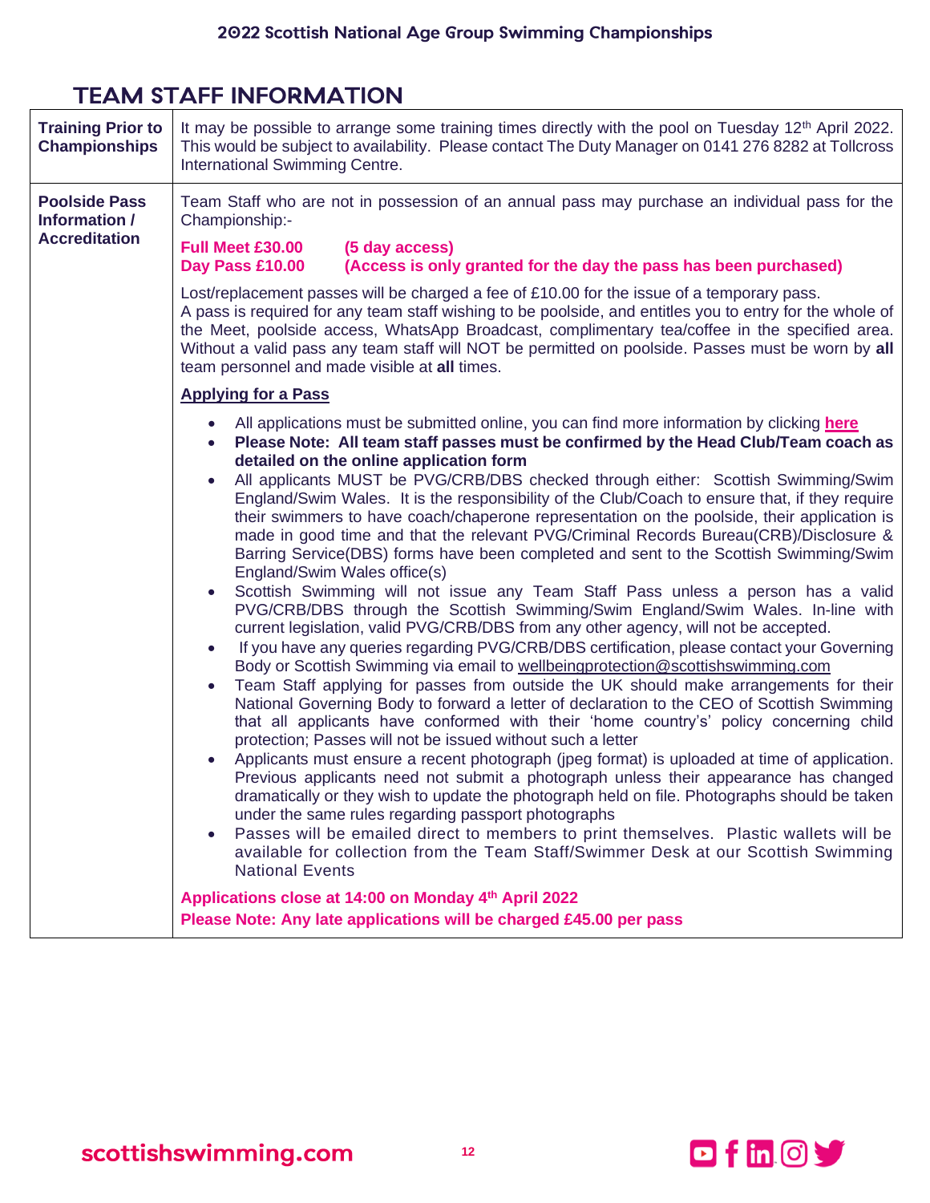## TEAM STAFF INFORMATION

| | |
|---|---|
| **Training Prior to Championships** | It may be possible to arrange some training times directly with the pool on Tuesday 12th April 2022. This would be subject to availability. Please contact The Duty Manager on 0141 276 8282 at Tollcross International Swimming Centre. |
| **Poolside Pass Information / Accreditation** | Team Staff who are not in possession of an annual pass may purchase an individual pass for the Championship:-<br><br>**Full Meet £30.00 (5 day access)**<br>**Day Pass £10.00 (Access is only granted for the day the pass has been purchased)**<br><br>Lost/replacement passes will be charged a fee of £10.00 for the issue of a temporary pass.<br>A pass is required for any team staff wishing to be poolside, and entitles you to entry for the whole of the Meet, poolside access, WhatsApp Broadcast, complimentary tea/coffee in the specified area. Without a valid pass any team staff will NOT be permitted on poolside. Passes must be worn by **all** team personnel and made visible at **all** times.<br><br>**Applying for a Pass**<br><br>• All applications must be submitted online, you can find more information by clicking **here**<br>• **Please Note: All team staff passes must be confirmed by the Head Club/Team coach as detailed on the online application form**<br>• All applicants MUST be PVG/CRB/DBS checked through either: Scottish Swimming/Swim England/Swim Wales. It is the responsibility of the Club/Coach to ensure that, if they require their swimmers to have coach/chaperone representation on the poolside, their application is made in good time and that the relevant PVG/Criminal Records Bureau(CRB)/Disclosure & Barring Service(DBS) forms have been completed and sent to the Scottish Swimming/Swim England/Swim Wales office(s)<br>• Scottish Swimming will not issue any Team Staff Pass unless a person has a valid PVG/CRB/DBS through the Scottish Swimming/Swim England/Swim Wales. In-line with current legislation, valid PVG/CRB/DBS from any other agency, will not be accepted.<br>• If you have any queries regarding PVG/CRB/DBS certification, please contact your Governing Body or Scottish Swimming via email to wellbeingprotection@scottishswimming.com<br>• Team Staff applying for passes from outside the UK should make arrangements for their National Governing Body to forward a letter of declaration to the CEO of Scottish Swimming that all applicants have conformed with their 'home country's' policy concerning child protection; Passes will not be issued without such a letter<br>• Applicants must ensure a recent photograph (jpeg format) is uploaded at time of application. Previous applicants need not submit a photograph unless their appearance has changed dramatically or they wish to update the photograph held on file. Photographs should be taken under the same rules regarding passport photographs<br>• Passes will be emailed direct to members to print themselves. Plastic wallets will be available for collection from the Team Staff/Swimmer Desk at our Scottish Swimming National Events<br><br>**Applications close at 14:00 on Monday 4th April 2022**<br>**Please Note: Any late applications will be charged £45.00 per pass** |